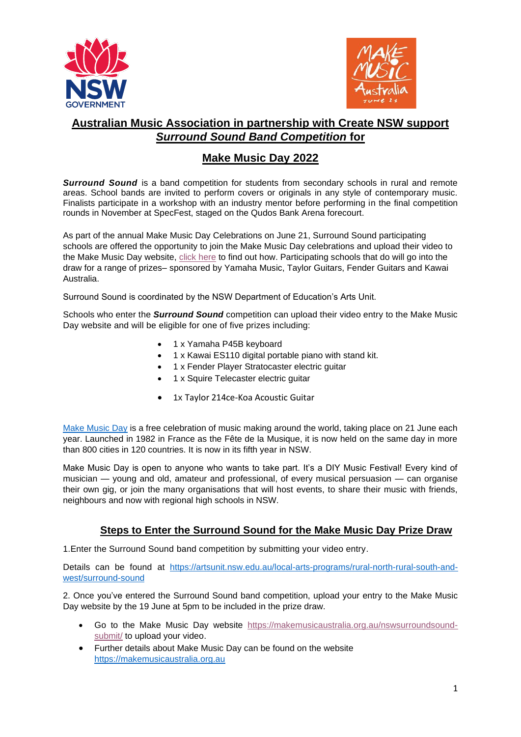# Australian Music Association in partnership with Create NSW support *Surround Sound Band Competition* for

## Make Music Day 2022

***Surround Sound*** is a band competition for students from secondary schools in rural and remote areas. School bands are invited to perform covers or originals in any style of contemporary music. Finalists participate in a workshop with an industry mentor before performing in the final competition rounds in November at SpecFest, staged on the Qudos Bank Arena forecourt.

As part of the annual Make Music Day Celebrations on June 21, Surround Sound participating schools are offered the opportunity to join the Make Music Day celebrations and upload their video to the Make Music Day website, click here to find out how. Participating schools that do will go into the draw for a range of prizes– sponsored by Yamaha Music, Taylor Guitars, Fender Guitars and Kawai Australia.

Surround Sound is coordinated by the NSW Department of Education's Arts Unit.

Schools who enter the ***Surround Sound*** competition can upload their video entry to the Make Music Day website and will be eligible for one of five prizes including:

- 1 x Yamaha P45B keyboard
- 1 x Kawai ES110 digital portable piano with stand kit.
- 1 x Fender Player Stratocaster electric guitar
- 1 x Squire Telecaster electric guitar
- 1x Taylor 214ce-Koa Acoustic Guitar

Make Music Day is a free celebration of music making around the world, taking place on 21 June each year. Launched in 1982 in France as the Fête de la Musique, it is now held on the same day in more than 800 cities in 120 countries. It is now in its fifth year in NSW.

Make Music Day is open to anyone who wants to take part. It's a DIY Music Festival! Every kind of musician — young and old, amateur and professional, of every musical persuasion — can organise their own gig, or join the many organisations that will host events, to share their music with friends, neighbours and now with regional high schools in NSW.

## Steps to Enter the Surround Sound for the Make Music Day Prize Draw

1.Enter the Surround Sound band competition by submitting your video entry.

Details can be found at https://artsunit.nsw.edu.au/local-arts-programs/rural-north-rural-south-and-west/surround-sound

2. Once you've entered the Surround Sound band competition, upload your entry to the Make Music Day website by the 19 June at 5pm to be included in the prize draw.

- Go to the Make Music Day website https://makemusicaustralia.org.au/nswsurroundsound-submit/ to upload your video.
- Further details about Make Music Day can be found on the website https://makemusicaustralia.org.au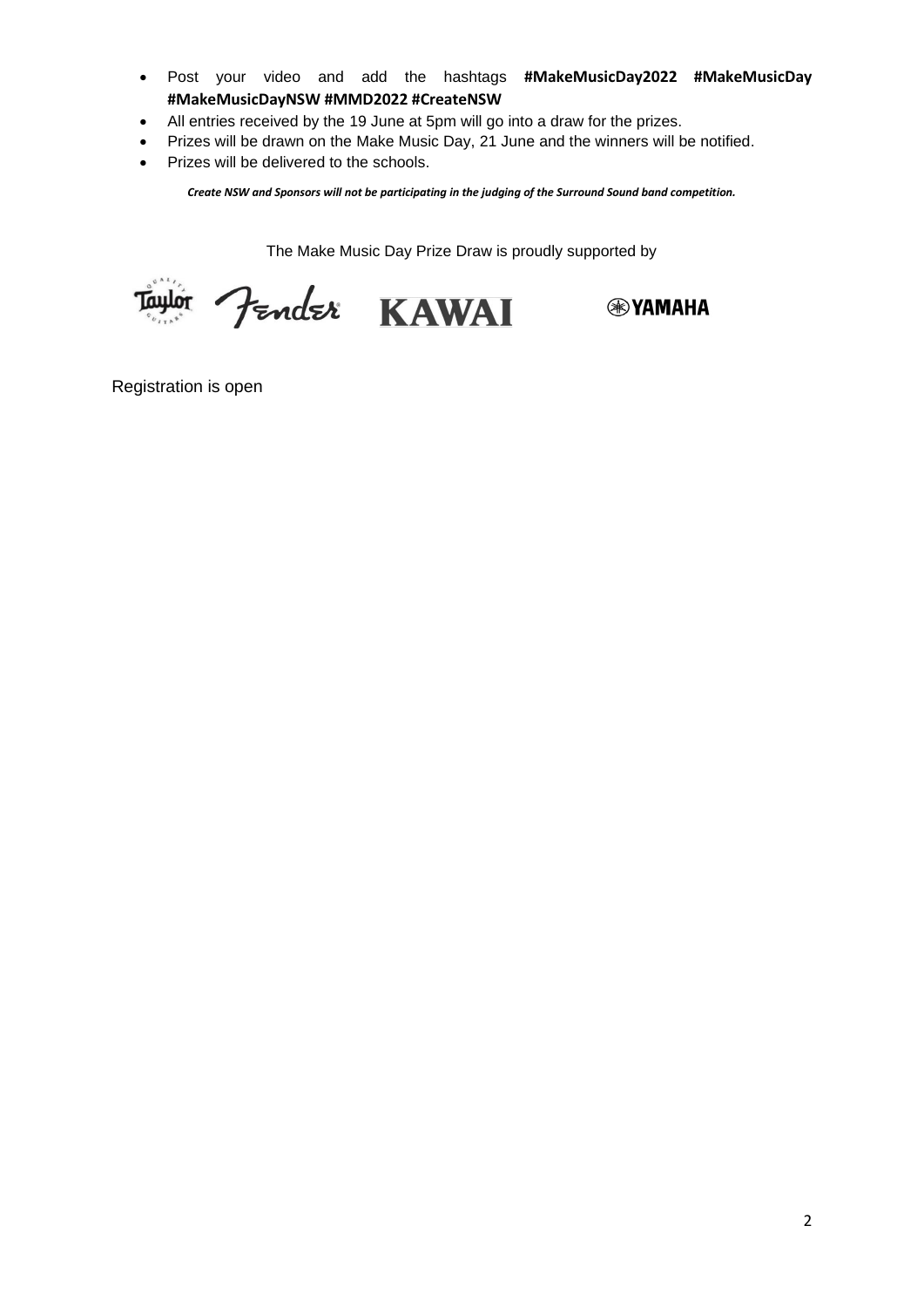- Post your video and add the hashtags **#MakeMusicDay2022 #MakeMusicDay #MakeMusicDayNSW #MMD2022 #CreateNSW**
- All entries received by the 19 June at 5pm will go into a draw for the prizes.
- Prizes will be drawn on the Make Music Day, 21 June and the winners will be notified.
- Prizes will be delivered to the schools.

***Create NSW and Sponsors will not be participating in the judging of the Surround Sound band competition.***

The Make Music Day Prize Draw is proudly supported by

Taylor Fender KAWAI YAMAHA

Registration is open